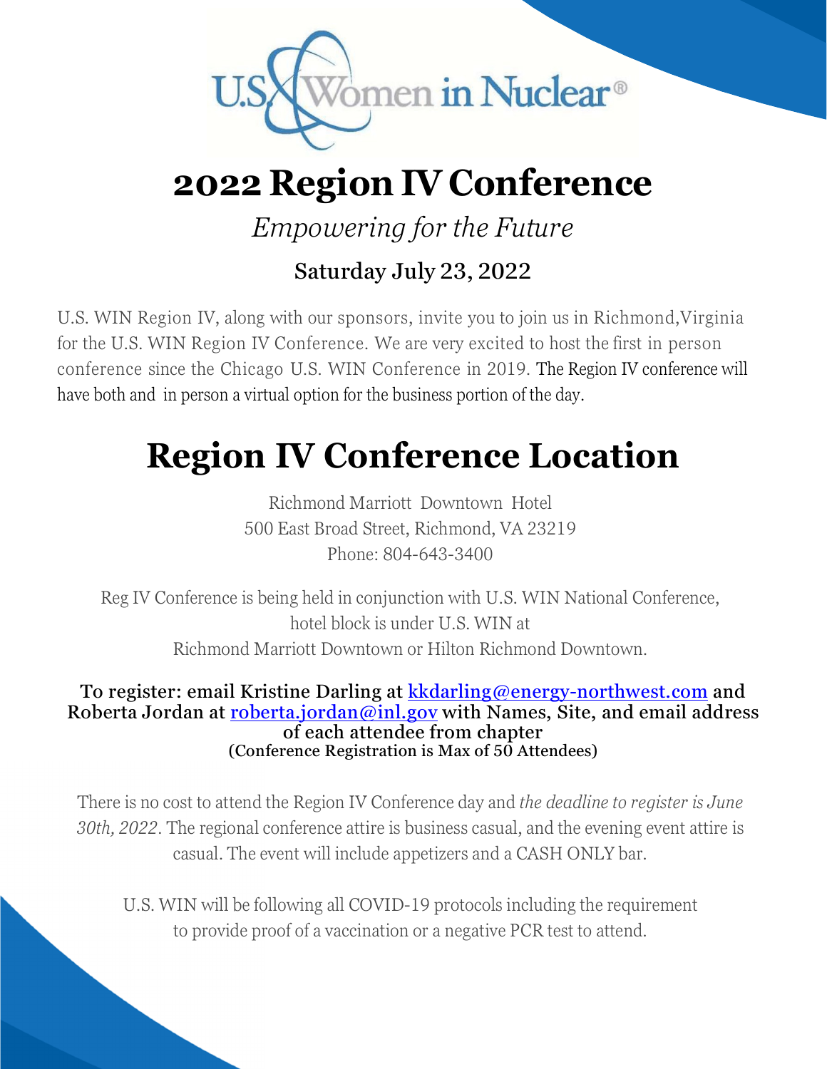U.S. Women in Nuclear®

# 2022 Region IV Conference

*Empowering for the Future*

**Saturday July 23, 2022**

U.S. WIN Region IV, along with our sponsors, invite you to join us in Richmond,Virginia for the U.S. WIN Region IV Conference. We are very excited to host the first in person conference since the Chicago U.S. WIN Conference in 2019. The Region IV conference will have both and in person a virtual option for the business portion of the day.

# Region IV Conference Location

Richmond Marriott Downtown Hotel
500 East Broad Street, Richmond, VA 23219
Phone: 804-643-3400

Reg IV Conference is being held in conjunction with U.S. WIN National Conference, hotel block is under U.S. WIN at
Richmond Marriott Downtown or Hilton Richmond Downtown.

**To register: email Kristine Darling at kkdarling@energy-northwest.com and Roberta Jordan at roberta.jordan@inl.gov with Names, Site, and email address of each attendee from chapter**
**(Conference Registration is Max of 50 Attendees)**

There is no cost to attend the Region IV Conference day and *the deadline to register is June 30th, 2022*. The regional conference attire is business casual, and the evening event attire is casual. The event will include appetizers and a CASH ONLY bar.

U.S. WIN will be following all COVID-19 protocols including the requirement to provide proof of a vaccination or a negative PCR test to attend.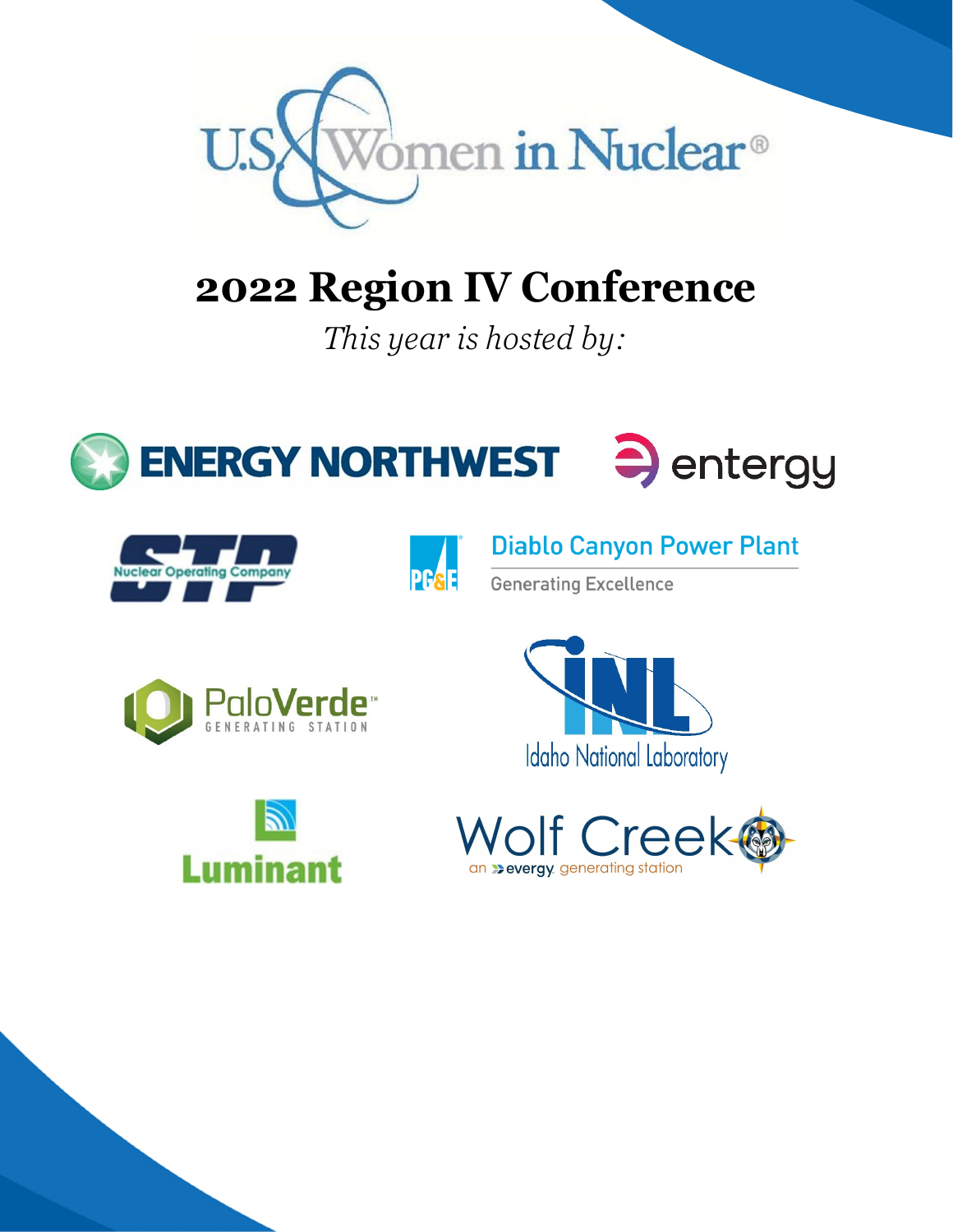U.S. Women in Nuclear®

# 2022 Region IV Conference

*This year is hosted by:*

ENERGY NORTHWEST

entergy

STP Nuclear Operating Company

PG&E Diablo Canyon Power Plant
Generating Excellence

PaloVerde™ GENERATING STATION

INL Idaho National Laboratory

Luminant

Wolf Creek
an evergy generating station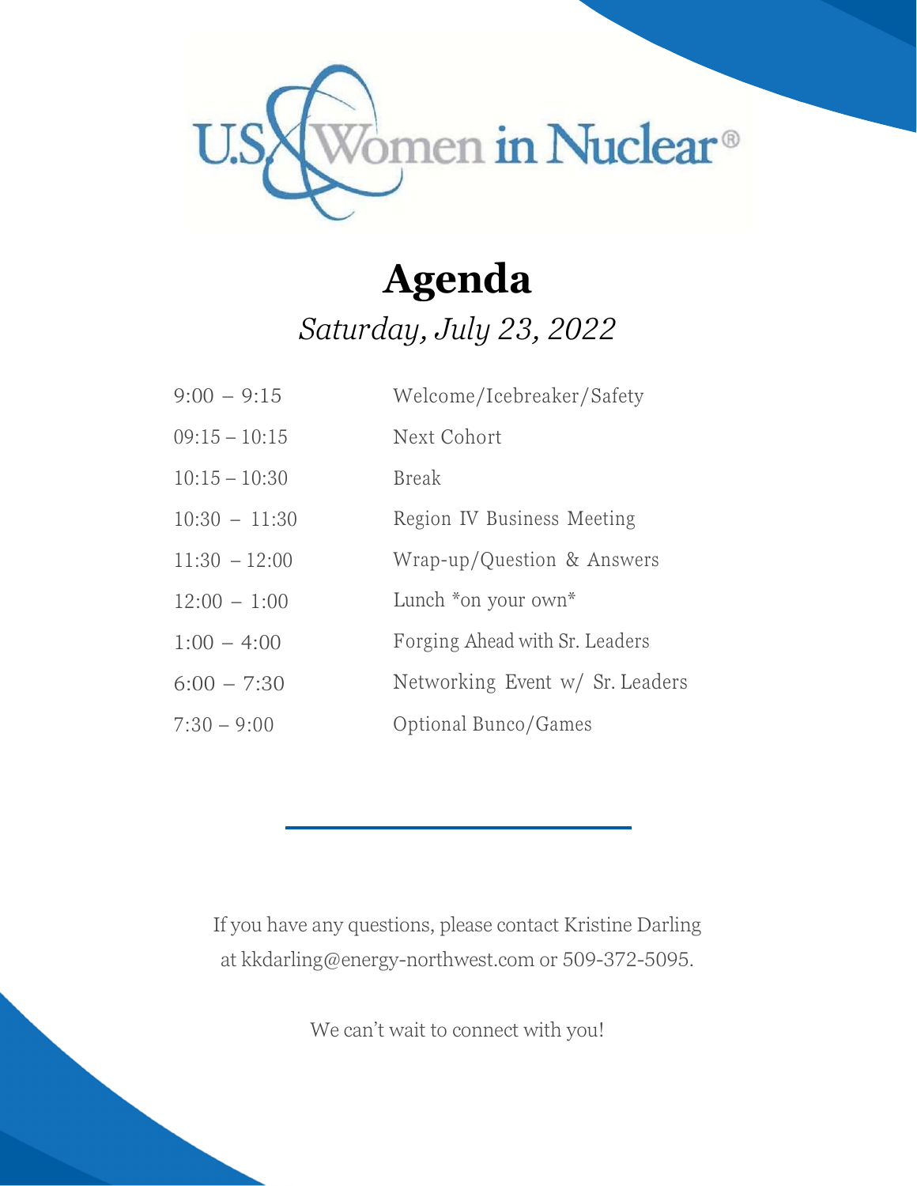U.S. Women in Nuclear®

# Agenda

*Saturday, July 23, 2022*

| | |
|---|---|
| 9:00 – 9:15 | Welcome/Icebreaker/Safety |
| 09:15 – 10:15 | Next Cohort |
| 10:15 – 10:30 | Break |
| 10:30 – 11:30 | Region IV Business Meeting |
| 11:30 – 12:00 | Wrap-up/Question & Answers |
| 12:00 – 1:00 | Lunch *on your own* |
| 1:00 – 4:00 | Forging Ahead with Sr. Leaders |
| 6:00 – 7:30 | Networking Event w/ Sr. Leaders |
| 7:30 – 9:00 | Optional Bunco/Games |

If you have any questions, please contact Kristine Darling at kkdarling@energy-northwest.com or 509-372-5095.

We can't wait to connect with you!